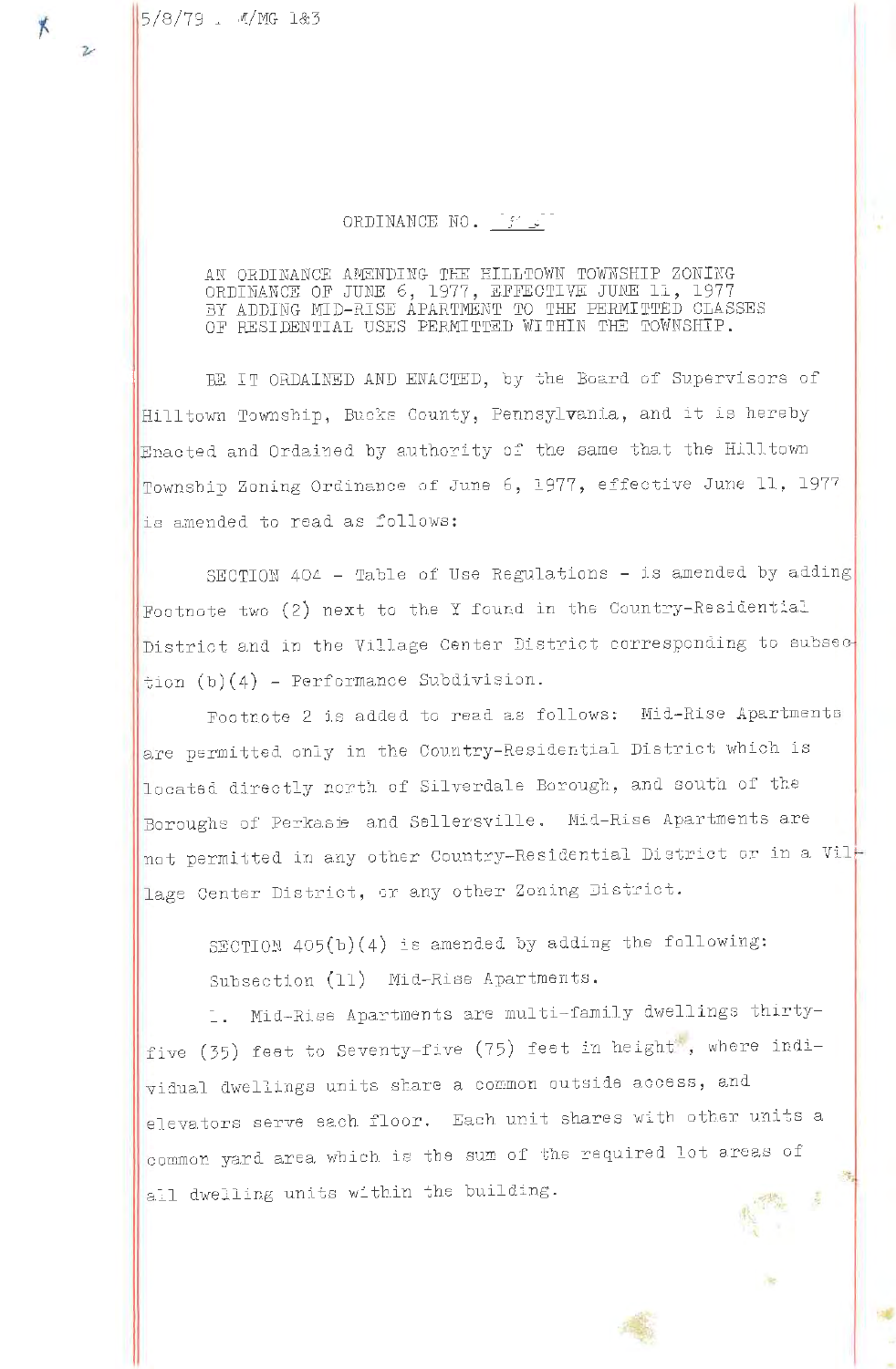5/8/79 . M/MG 1&3

ORDINANCE NO. ___

AN ORDINANCE AMENDING THE HILLTOWN TOWNSHIP ZONING ORDINANCE OF JUNE 6, 1977, EFFECTIVE JUNE 11, 1977 BY ADDING MID-RISE APARTMENT TO THE PERMITTED CLASSES OF RESIDENTIAL USES PERMITTED WITHIN THE TOWNSHIP.

BE IT ORDAINED AND ENACTED, by the Board of Supervisors of Hilltown Township, Bucks County, Pennsylvania, and it is hereby Enacted and Ordained by authority of the same that the Hilltown Township Zoning Ordinance of June 6, 1977, effective June 11, 1977 is amended to read as follows:

SECTION 404 - Table of Use Regulations - is amended by adding Footnote two (2) next to the Y found in the Country-Residential District and in the Village Center District corresponding to subsection (b)(4) - Performance Subdivision.

Footnote 2 is added to read as follows: Mid-Rise Apartments are permitted only in the Country-Residential District which is located directly north of Silverdale Borough, and south of the Boroughs of Perkasie and Sellersville. Mid-Rise Apartments are not permitted in any other Country-Residential District or in a Village Center District, or any other Zoning District.

SECTION 405(b)(4) is amended by adding the following:

Subsection (11) Mid-Rise Apartments.

1. Mid-Rise Apartments are multi-family dwellings thirty-five (35) feet to Seventy-five (75) feet in height, where individual dwellings units share a common outside access, and elevators serve each floor. Each unit shares with other units a common yard area which is the sum of the required lot areas of all dwelling units within the building.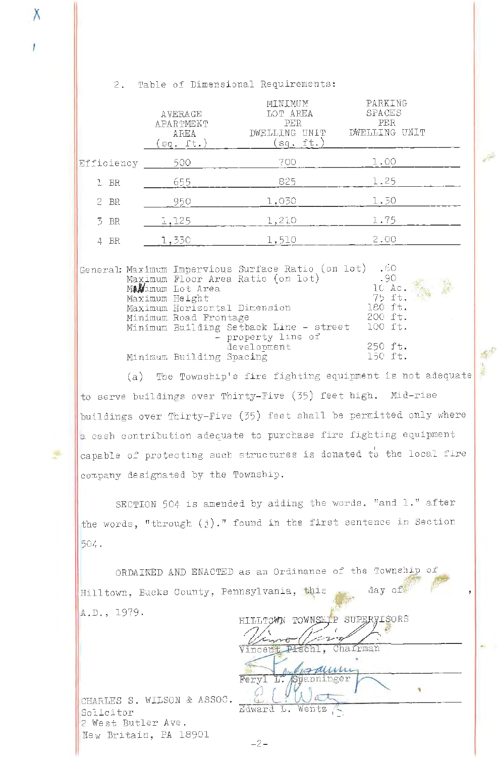2. Table of Dimensional Requirements:

| | AVERAGE APARTMENT AREA (sq. ft.) | MINIMUM LOT AREA PER DWELLING UNIT (sq. ft.) | PARKING SPACES PER DWELLING UNIT |
|---|---|---|---|
| Efficiency | 500 | 700 | 1.00 |
| 1 BR | 655 | 825 | 1.25 |
| 2 BR | 950 | 1,030 | 1.50 |
| 3 BR | 1,125 | 1,210 | 1.75 |
| 4 BR | 1,330 | 1,510 | 2.00 |

General: Maximum Impervious Surface Ratio (on lot) .60
Maximum Floor Area Ratio (on lot) .90
Minimum Lot Area 10 Ac.
Maximum Height 75 ft.
Maximum Horizontal Dimension 180 ft.
Minimum Road Frontage 200 ft.
Minimum Building Setback Line - street 100 ft.
- property line of development 250 ft.
Minimum Building Spacing 150 ft.

(a) The Township's fire fighting equipment is not adequate to serve buildings over Thirty-Five (35) feet high. Mid-rise buildings over Thirty-Five (35) feet shall be permitted only where a cash contribution adequate to purchase fire fighting equipment capable of protecting such structures is donated to the local fire company designated by the Township.

SECTION 504 is amended by adding the words, "and 1." after the words, "through (j)." found in the first sentence in Section 504.

ORDAINED AND ENACTED as an Ordinance of the Township of Hilltown, Bucks County, Pennsylvania, this day of , A.D., 1979.

HILLTOWN TOWNSHIP SUPERVISORS

Vincent Pischl, Chairman

Feryl L. Spanninger

Edward L. Wentz

CHARLES S. WILSON & ASSOC.
Solicitor
2 West Butler Ave.
New Britain, PA 18901